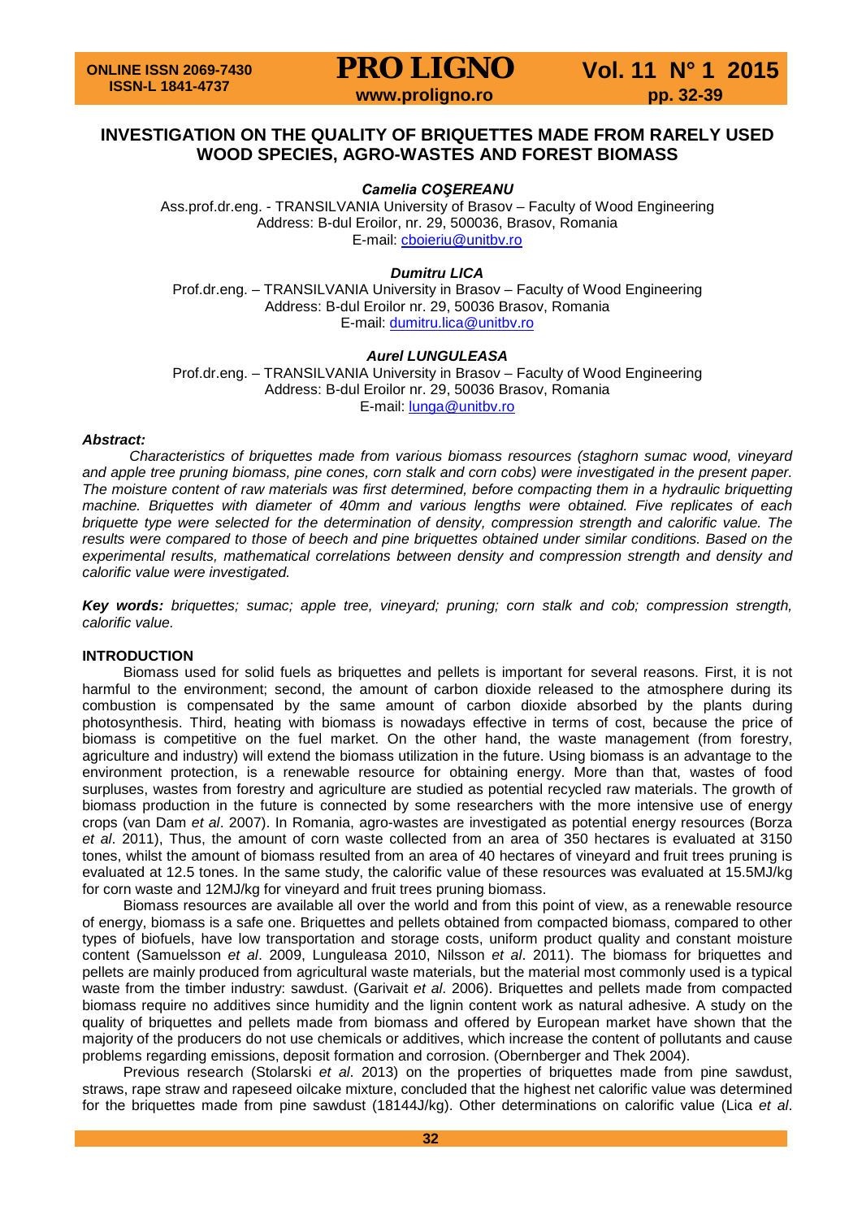# INVESTIGATION ON THE QUALITY OF BRIQUETTES MADE FROM RARELY USED WOOD SPECIES, AGRO-WASTES AND FOREST BIOMASS

***Camelia COŞEREANU***

Ass.prof.dr.eng. - TRANSILVANIA University of Brasov – Faculty of Wood Engineering
Address: B-dul Eroilor, nr. 29, 500036, Brasov, Romania
E-mail: cboieriu@unitbv.ro

***Dumitru LICA***

Prof.dr.eng. – TRANSILVANIA University in Brasov – Faculty of Wood Engineering
Address: B-dul Eroilor nr. 29, 50036 Brasov, Romania
E-mail: dumitru.lica@unitbv.ro

***Aurel LUNGULEASA***

Prof.dr.eng. – TRANSILVANIA University in Brasov – Faculty of Wood Engineering
Address: B-dul Eroilor nr. 29, 50036 Brasov, Romania
E-mail: lunga@unitbv.ro

***Abstract:***

*Characteristics of briquettes made from various biomass resources (staghorn sumac wood, vineyard and apple tree pruning biomass, pine cones, corn stalk and corn cobs) were investigated in the present paper. The moisture content of raw materials was first determined, before compacting them in a hydraulic briquetting machine. Briquettes with diameter of 40mm and various lengths were obtained. Five replicates of each briquette type were selected for the determination of density, compression strength and calorific value. The results were compared to those of beech and pine briquettes obtained under similar conditions. Based on the experimental results, mathematical correlations between density and compression strength and density and calorific value were investigated.*

***Key words:*** *briquettes; sumac; apple tree, vineyard; pruning; corn stalk and cob; compression strength, calorific value.*

## INTRODUCTION

Biomass used for solid fuels as briquettes and pellets is important for several reasons. First, it is not harmful to the environment; second, the amount of carbon dioxide released to the atmosphere during its combustion is compensated by the same amount of carbon dioxide absorbed by the plants during photosynthesis. Third, heating with biomass is nowadays effective in terms of cost, because the price of biomass is competitive on the fuel market. On the other hand, the waste management (from forestry, agriculture and industry) will extend the biomass utilization in the future. Using biomass is an advantage to the environment protection, is a renewable resource for obtaining energy. More than that, wastes of food surpluses, wastes from forestry and agriculture are studied as potential recycled raw materials. The growth of biomass production in the future is connected by some researchers with the more intensive use of energy crops (van Dam *et al*. 2007). In Romania, agro-wastes are investigated as potential energy resources (Borza *et al*. 2011), Thus, the amount of corn waste collected from an area of 350 hectares is evaluated at 3150 tones, whilst the amount of biomass resulted from an area of 40 hectares of vineyard and fruit trees pruning is evaluated at 12.5 tones. In the same study, the calorific value of these resources was evaluated at 15.5MJ/kg for corn waste and 12MJ/kg for vineyard and fruit trees pruning biomass.

Biomass resources are available all over the world and from this point of view, as a renewable resource of energy, biomass is a safe one. Briquettes and pellets obtained from compacted biomass, compared to other types of biofuels, have low transportation and storage costs, uniform product quality and constant moisture content (Samuelsson *et al*. 2009, Lunguleasa 2010, Nilsson *et al*. 2011). The biomass for briquettes and pellets are mainly produced from agricultural waste materials, but the material most commonly used is a typical waste from the timber industry: sawdust. (Garivait *et al*. 2006). Briquettes and pellets made from compacted biomass require no additives since humidity and the lignin content work as natural adhesive. A study on the quality of briquettes and pellets made from biomass and offered by European market have shown that the majority of the producers do not use chemicals or additives, which increase the content of pollutants and cause problems regarding emissions, deposit formation and corrosion. (Obernberger and Thek 2004).

Previous research (Stolarski *et al*. 2013) on the properties of briquettes made from pine sawdust, straws, rape straw and rapeseed oilcake mixture, concluded that the highest net calorific value was determined for the briquettes made from pine sawdust (18144J/kg). Other determinations on calorific value (Lica *et al*.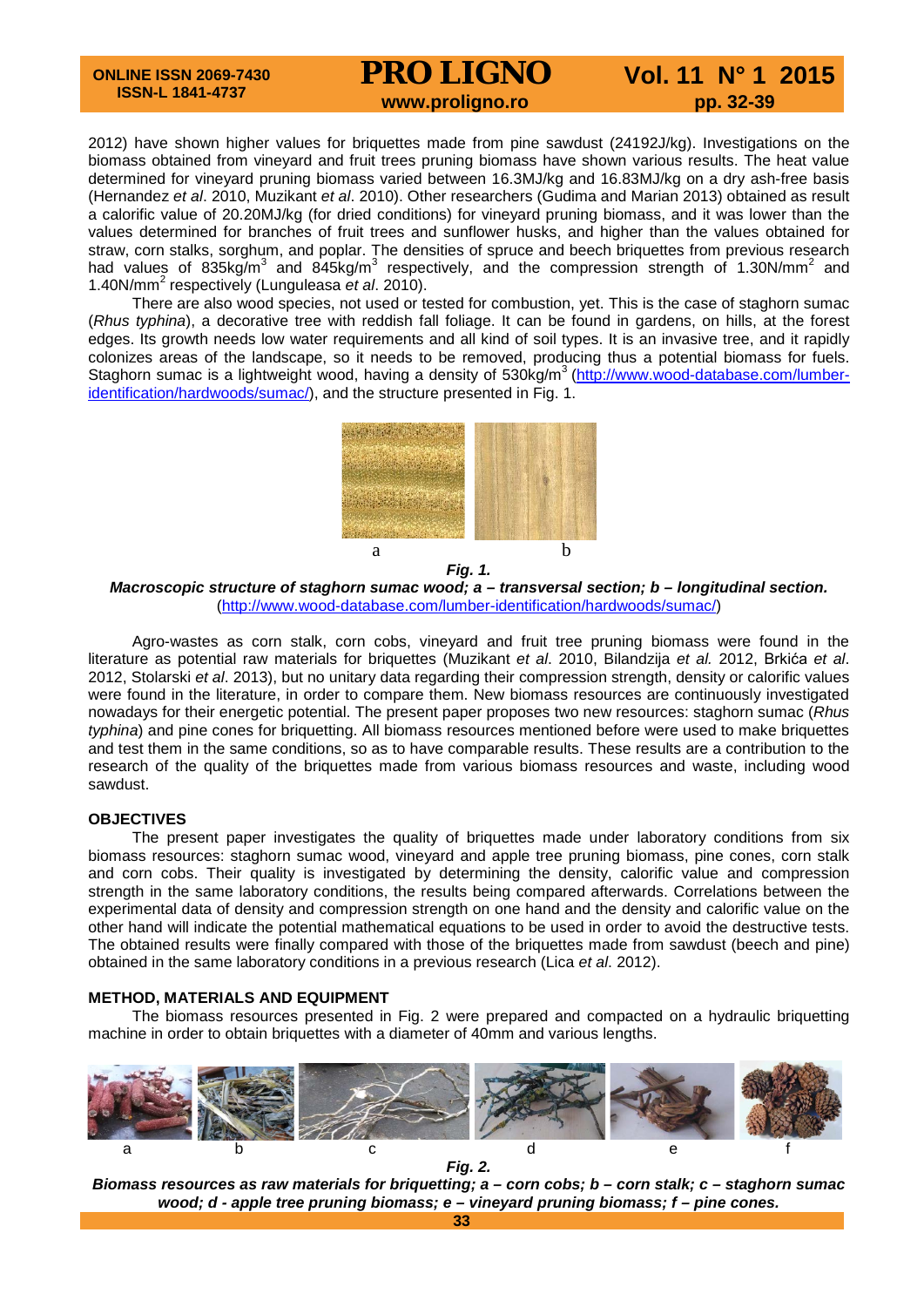2012) have shown higher values for briquettes made from pine sawdust (24192J/kg). Investigations on the biomass obtained from vineyard and fruit trees pruning biomass have shown various results. The heat value determined for vineyard pruning biomass varied between 16.3MJ/kg and 16.83MJ/kg on a dry ash-free basis (Hernandez *et al*. 2010, Muzikant *et al*. 2010). Other researchers (Gudima and Marian 2013) obtained as result a calorific value of 20.20MJ/kg (for dried conditions) for vineyard pruning biomass, and it was lower than the values determined for branches of fruit trees and sunflower husks, and higher than the values obtained for straw, corn stalks, sorghum, and poplar. The densities of spruce and beech briquettes from previous research had values of 835kg/m$^3$ and 845kg/m$^3$ respectively, and the compression strength of 1.30N/mm$^2$ and 1.40N/mm$^2$ respectively (Lunguleasa *et al*. 2010).

There are also wood species, not used or tested for combustion, yet. This is the case of staghorn sumac (*Rhus typhina*), a decorative tree with reddish fall foliage. It can be found in gardens, on hills, at the forest edges. Its growth needs low water requirements and all kind of soil types. It is an invasive tree, and it rapidly colonizes areas of the landscape, so it needs to be removed, producing thus a potential biomass for fuels. Staghorn sumac is a lightweight wood, having a density of 530kg/m$^3$ (http://www.wood-database.com/lumber-identification/hardwoods/sumac/), and the structure presented in Fig. 1.

a b

***Fig. 1.***
***Macroscopic structure of staghorn sumac wood; a – transversal section; b – longitudinal section.***
(http://www.wood-database.com/lumber-identification/hardwoods/sumac/)

Agro-wastes as corn stalk, corn cobs, vineyard and fruit tree pruning biomass were found in the literature as potential raw materials for briquettes (Muzikant *et al*. 2010, Bilandzija *et al.* 2012, Brkića *et al*. 2012, Stolarski *et al*. 2013), but no unitary data regarding their compression strength, density or calorific values were found in the literature, in order to compare them. New biomass resources are continuously investigated nowadays for their energetic potential. The present paper proposes two new resources: staghorn sumac (*Rhus typhina*) and pine cones for briquetting. All biomass resources mentioned before were used to make briquettes and test them in the same conditions, so as to have comparable results. These results are a contribution to the research of the quality of the briquettes made from various biomass resources and waste, including wood sawdust.

## OBJECTIVES

The present paper investigates the quality of briquettes made under laboratory conditions from six biomass resources: staghorn sumac wood, vineyard and apple tree pruning biomass, pine cones, corn stalk and corn cobs. Their quality is investigated by determining the density, calorific value and compression strength in the same laboratory conditions, the results being compared afterwards. Correlations between the experimental data of density and compression strength on one hand and the density and calorific value on the other hand will indicate the potential mathematical equations to be used in order to avoid the destructive tests. The obtained results were finally compared with those of the briquettes made from sawdust (beech and pine) obtained in the same laboratory conditions in a previous research (Lica *et al*. 2012).

## METHOD, MATERIALS AND EQUIPMENT

The biomass resources presented in Fig. 2 were prepared and compacted on a hydraulic briquetting machine in order to obtain briquettes with a diameter of 40mm and various lengths.

a b c d e f

***Fig. 2.***
***Biomass resources as raw materials for briquetting; a – corn cobs; b – corn stalk; c – staghorn sumac wood; d - apple tree pruning biomass; e – vineyard pruning biomass; f – pine cones.***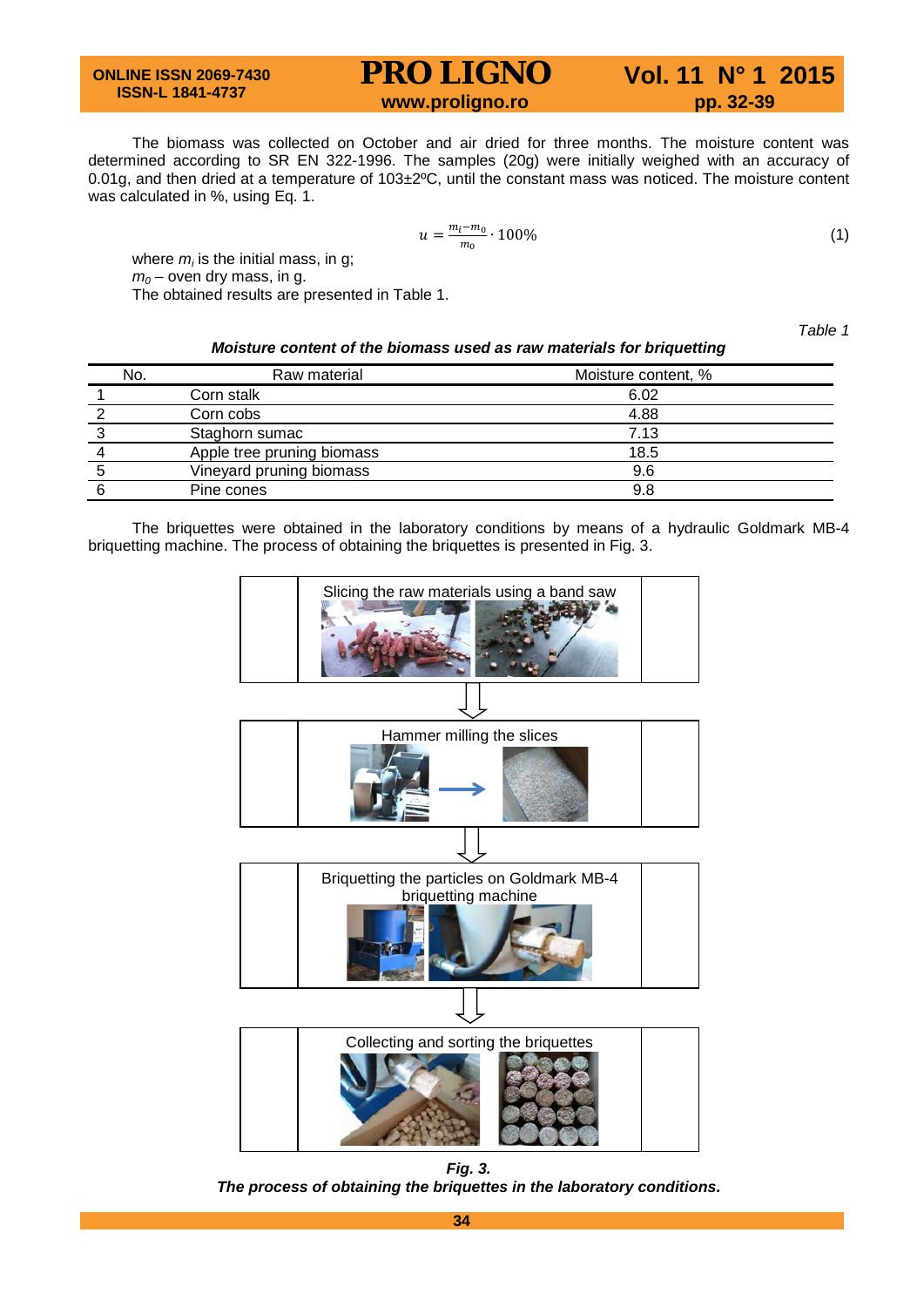The biomass was collected on October and air dried for three months. The moisture content was determined according to SR EN 322-1996. The samples (20g) were initially weighed with an accuracy of 0.01g, and then dried at a temperature of 103±2ºC, until the constant mass was noticed. The moisture content was calculated in %, using Eq. 1.

$$u = \frac{m_i - m_0}{m_0} \cdot 100\% \tag{1}$$

where $m_i$ is the initial mass, in g;
$m_0$ – oven dry mass, in g.
The obtained results are presented in Table 1.

*Table 1*

***Moisture content of the biomass used as raw materials for briquetting***

| No. | Raw material | Moisture content, % |
|---|---|---|
| 1 | Corn stalk | 6.02 |
| 2 | Corn cobs | 4.88 |
| 3 | Staghorn sumac | 7.13 |
| 4 | Apple tree pruning biomass | 18.5 |
| 5 | Vineyard pruning biomass | 9.6 |
| 6 | Pine cones | 9.8 |

The briquettes were obtained in the laboratory conditions by means of a hydraulic Goldmark MB-4 briquetting machine. The process of obtaining the briquettes is presented in Fig. 3.

Slicing the raw materials using a band saw

Hammer milling the slices

Briquetting the particles on Goldmark MB-4 briquetting machine

Collecting and sorting the briquettes

***Fig. 3.***
***The process of obtaining the briquettes in the laboratory conditions.***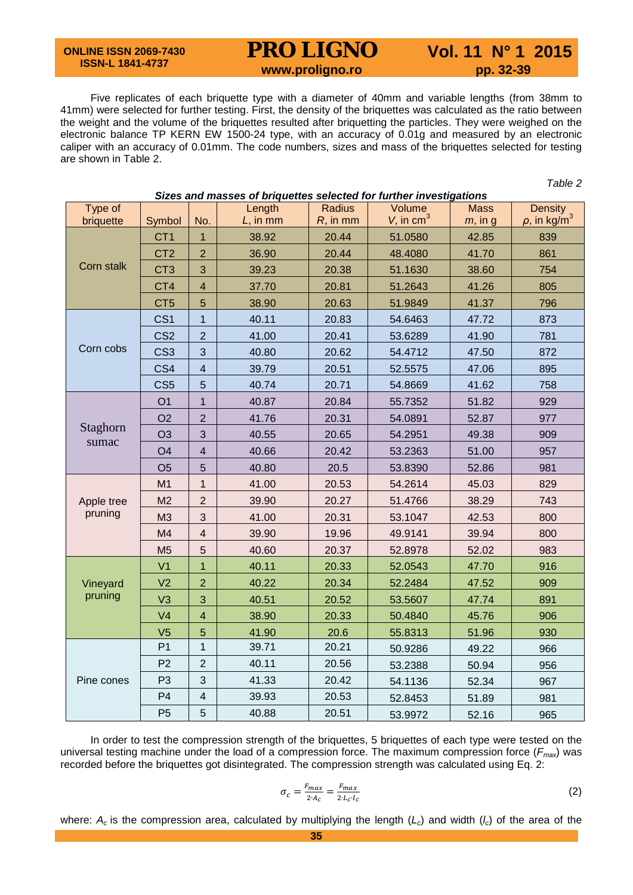Five replicates of each briquette type with a diameter of 40mm and variable lengths (from 38mm to 41mm) were selected for further testing. First, the density of the briquettes was calculated as the ratio between the weight and the volume of the briquettes resulted after briquetting the particles. They were weighed on the electronic balance TP KERN EW 1500-24 type, with an accuracy of 0.01g and measured by an electronic caliper with an accuracy of 0.01mm. The code numbers, sizes and mass of the briquettes selected for testing are shown in Table 2.

*Table 2*

***Sizes and masses of briquettes selected for further investigations***

| Type of briquette | Symbol | No. | Length $L$, in mm | Radius $R$, in mm | Volume $V$, in $cm^3$ | Mass $m$, in g | Density $\rho$, in $kg/m^3$ |
|---|---|---|---|---|---|---|---|
| Corn stalk | CT1 | 1 | 38.92 | 20.44 | 51.0580 | 42.85 | 839 |
| | CT2 | 2 | 36.90 | 20.44 | 48.4080 | 41.70 | 861 |
| | CT3 | 3 | 39.23 | 20.38 | 51.1630 | 38.60 | 754 |
| | CT4 | 4 | 37.70 | 20.81 | 51.2643 | 41.26 | 805 |
| | CT5 | 5 | 38.90 | 20.63 | 51.9849 | 41.37 | 796 |
| Corn cobs | CS1 | 1 | 40.11 | 20.83 | 54.6463 | 47.72 | 873 |
| | CS2 | 2 | 41.00 | 20.41 | 53.6289 | 41.90 | 781 |
| | CS3 | 3 | 40.80 | 20.62 | 54.4712 | 47.50 | 872 |
| | CS4 | 4 | 39.79 | 20.51 | 52.5575 | 47.06 | 895 |
| | CS5 | 5 | 40.74 | 20.71 | 54.8669 | 41.62 | 758 |
| Staghorn sumac | O1 | 1 | 40.87 | 20.84 | 55.7352 | 51.82 | 929 |
| | O2 | 2 | 41.76 | 20.31 | 54.0891 | 52.87 | 977 |
| | O3 | 3 | 40.55 | 20.65 | 54.2951 | 49.38 | 909 |
| | O4 | 4 | 40.66 | 20.42 | 53.2363 | 51.00 | 957 |
| | O5 | 5 | 40.80 | 20.5 | 53.8390 | 52.86 | 981 |
| Apple tree pruning | M1 | 1 | 41.00 | 20.53 | 54.2614 | 45.03 | 829 |
| | M2 | 2 | 39.90 | 20.27 | 51.4766 | 38.29 | 743 |
| | M3 | 3 | 41.00 | 20.31 | 53.1047 | 42.53 | 800 |
| | M4 | 4 | 39.90 | 19.96 | 49.9141 | 39.94 | 800 |
| | M5 | 5 | 40.60 | 20.37 | 52.8978 | 52.02 | 983 |
| Vineyard pruning | V1 | 1 | 40.11 | 20.33 | 52.0543 | 47.70 | 916 |
| | V2 | 2 | 40.22 | 20.34 | 52.2484 | 47.52 | 909 |
| | V3 | 3 | 40.51 | 20.52 | 53.5607 | 47.74 | 891 |
| | V4 | 4 | 38.90 | 20.33 | 50.4840 | 45.76 | 906 |
| | V5 | 5 | 41.90 | 20.6 | 55.8313 | 51.96 | 930 |
| Pine cones | P1 | 1 | 39.71 | 20.21 | 50.9286 | 49.22 | 966 |
| | P2 | 2 | 40.11 | 20.56 | 53.2388 | 50.94 | 956 |
| | P3 | 3 | 41.33 | 20.42 | 54.1136 | 52.34 | 967 |
| | P4 | 4 | 39.93 | 20.53 | 52.8453 | 51.89 | 981 |
| | P5 | 5 | 40.88 | 20.51 | 53.9972 | 52.16 | 965 |

In order to test the compression strength of the briquettes, 5 briquettes of each type were tested on the universal testing machine under the load of a compression force. The maximum compression force ($F_{max}$) was recorded before the briquettes got disintegrated. The compression strength was calculated using Eq. 2:

$$\sigma_c = \frac{F_{max}}{2 \cdot A_c} = \frac{F_{max}}{2 \cdot L_c \cdot l_c} \tag{2}$$

where: $A_c$ is the compression area, calculated by multiplying the length ($L_c$) and width ($l_c$) of the area of the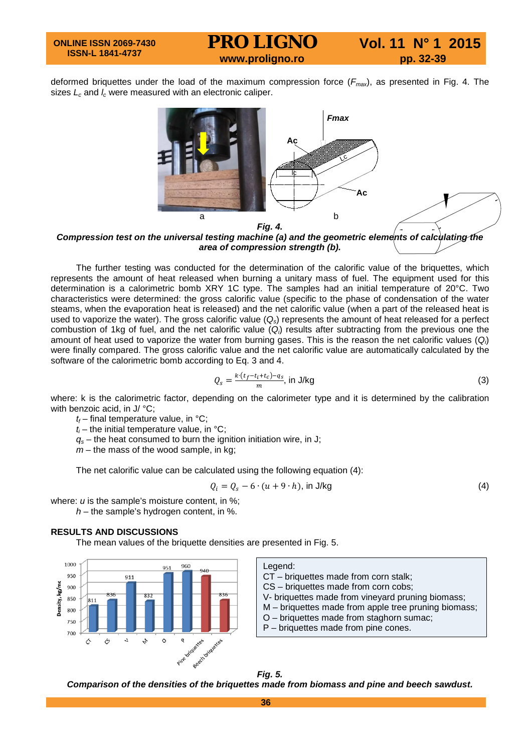deformed briquettes under the load of the maximum compression force ($F_{max}$), as presented in Fig. 4. The sizes $L_c$ and $l_c$ were measured with an electronic caliper.

***Fig. 4.***
***Compression test on the universal testing machine (a) and the geometric elements of calculating the area of compression strength (b).***

The further testing was conducted for the determination of the calorific value of the briquettes, which represents the amount of heat released when burning a unitary mass of fuel. The equipment used for this determination is a calorimetric bomb XRY 1C type. The samples had an initial temperature of 20°C. Two characteristics were determined: the gross calorific value (specific to the phase of condensation of the water steams, when the evaporation heat is released) and the net calorific value (when a part of the released heat is used to vaporize the water). The gross calorific value ($Q_s$) represents the amount of heat released for a perfect combustion of 1kg of fuel, and the net calorific value ($Q_i$) results after subtracting from the previous one the amount of heat used to vaporize the water from burning gases. This is the reason the net calorific values ($Q_i$) were finally compared. The gross calorific value and the net calorific value are automatically calculated by the software of the calorimetric bomb according to Eq. 3 and 4.

$$Q_s = \frac{k \cdot (t_f - t_i + t_c) - q_s}{m}, \text{ in J/kg} \tag{3}$$

where: k is the calorimetric factor, depending on the calorimeter type and it is determined by the calibration with benzoic acid, in J/ °C;

$t_f$ – final temperature value, in °C;
$t_i$ – the initial temperature value, in °C;
$q_s$ – the heat consumed to burn the ignition initiation wire, in J;
$m$ – the mass of the wood sample, in kg;

The net calorific value can be calculated using the following equation (4):

$$Q_i = Q_s - 6 \cdot (u + 9 \cdot h), \text{ in J/kg} \tag{4}$$

where: $u$ is the sample's moisture content, in %;
$h$ – the sample's hydrogen content, in %.

## RESULTS AND DISCUSSIONS

The mean values of the briquette densities are presented in Fig. 5.

| | CT | CS | V | M | O | P | Pine briquettes | Beech briquettes |
|---|---|---|---|---|---|---|---|---|
| Density, kg/mc | 811 | 836 | 911 | 832 | 951 | 960 | 940 | 836 |

Legend:
CT – briquettes made from corn stalk;
CS – briquettes made from corn cobs;
V- briquettes made from vineyard pruning biomass;
M – briquettes made from apple tree pruning biomass;
O – briquettes made from staghorn sumac;
P – briquettes made from pine cones.

***Fig. 5.***
***Comparison of the densities of the briquettes made from biomass and pine and beech sawdust.***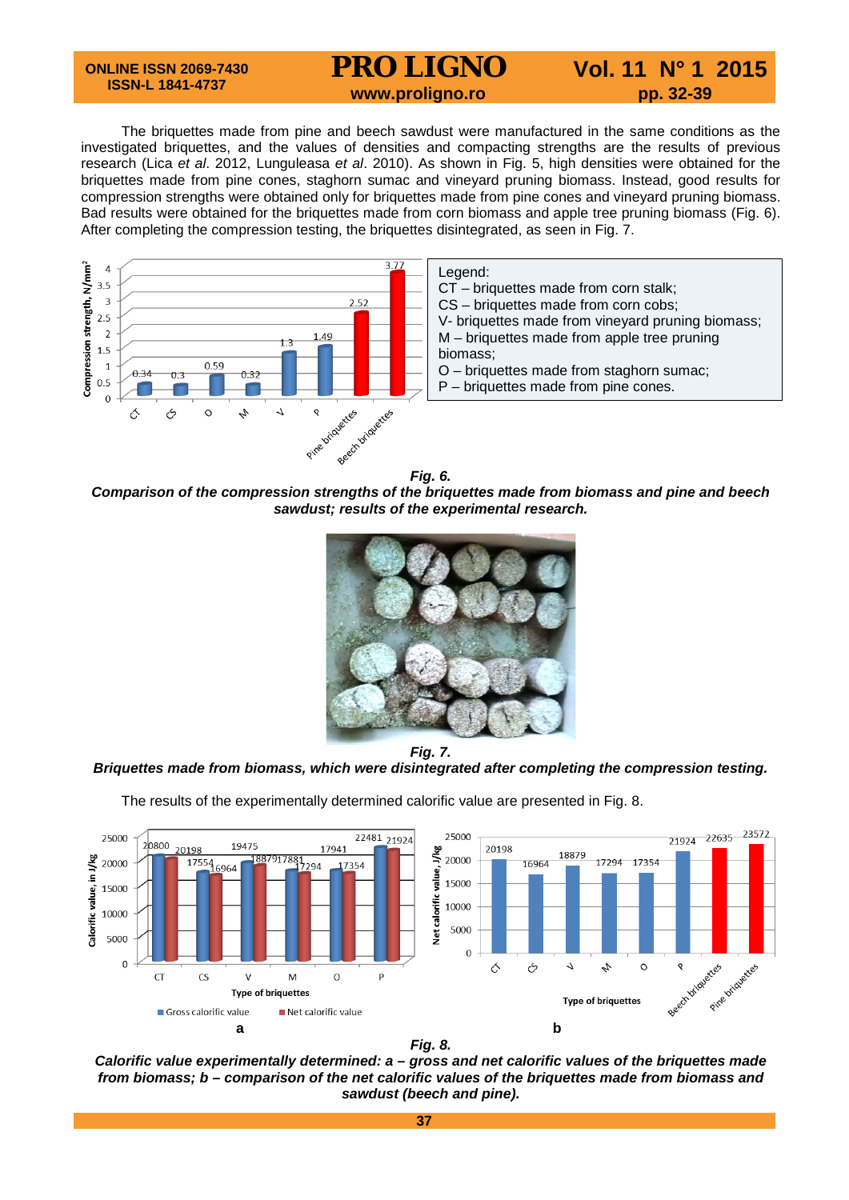The briquettes made from pine and beech sawdust were manufactured in the same conditions as the investigated briquettes, and the values of densities and compacting strengths are the results of previous research (Lica *et al*. 2012, Lunguleasa *et al*. 2010). As shown in Fig. 5, high densities were obtained for the briquettes made from pine cones, staghorn sumac and vineyard pruning biomass. Instead, good results for compression strengths were obtained only for briquettes made from pine cones and vineyard pruning biomass. Bad results were obtained for the briquettes made from corn biomass and apple tree pruning biomass (Fig. 6). After completing the compression testing, the briquettes disintegrated, as seen in Fig. 7.

Legend:
CT – briquettes made from corn stalk;
CS – briquettes made from corn cobs;
V- briquettes made from vineyard pruning biomass;
M – briquettes made from apple tree pruning biomass;
O – briquettes made from staghorn sumac;
P – briquettes made from pine cones.

***Fig. 6.***
***Comparison of the compression strengths of the briquettes made from biomass and pine and beech sawdust; results of the experimental research.***

***Fig. 7.***
***Briquettes made from biomass, which were disintegrated after completing the compression testing.***

The results of the experimentally determined calorific value are presented in Fig. 8.

***Fig. 8.***
***Calorific value experimentally determined: a – gross and net calorific values of the briquettes made from biomass; b – comparison of the net calorific values of the briquettes made from biomass and sawdust (beech and pine).***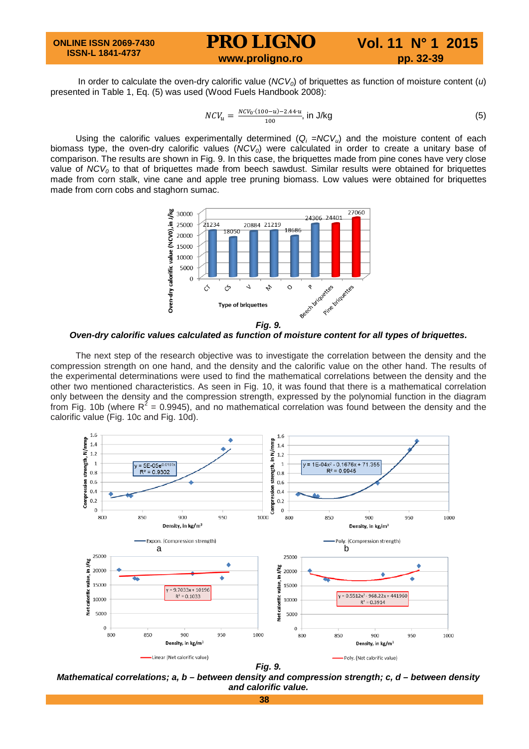In order to calculate the oven-dry calorific value ($NCV_0$) of briquettes as function of moisture content ($u$) presented in Table 1, Eq. (5) was used (Wood Fuels Handbook 2008):

$$NCV_u = \frac{NCV_0 \cdot (100-u) - 2.44 \cdot u}{100}, \text{ in J/kg} \quad (5)$$

Using the calorific values experimentally determined ($Q_i = NCV_u$) and the moisture content of each biomass type, the oven-dry calorific values ($NCV_0$) were calculated in order to create a unitary base of comparison. The results are shown in Fig. 9. In this case, the briquettes made from pine cones have very close value of $NCV_0$ to that of briquettes made from beech sawdust. Similar results were obtained for briquettes made from corn stalk, vine cane and apple tree pruning biomass. Low values were obtained for briquettes made from corn cobs and staghorn sumac.

***Fig. 9.***
***Oven-dry calorific values calculated as function of moisture content for all types of briquettes.***

The next step of the research objective was to investigate the correlation between the density and the compression strength on one hand, and the density and the calorific value on the other hand. The results of the experimental determinations were used to find the mathematical correlations between the density and the other two mentioned characteristics. As seen in Fig. 10, it was found that there is a mathematical correlation only between the density and the compression strength, expressed by the polynomial function in the diagram from Fig. 10b (where $R^2$ = 0.9945), and no mathematical correlation was found between the density and the calorific value (Fig. 10c and Fig. 10d).

***Fig. 9.***
***Mathematical correlations; a, b – between density and compression strength; c, d – between density and calorific value.***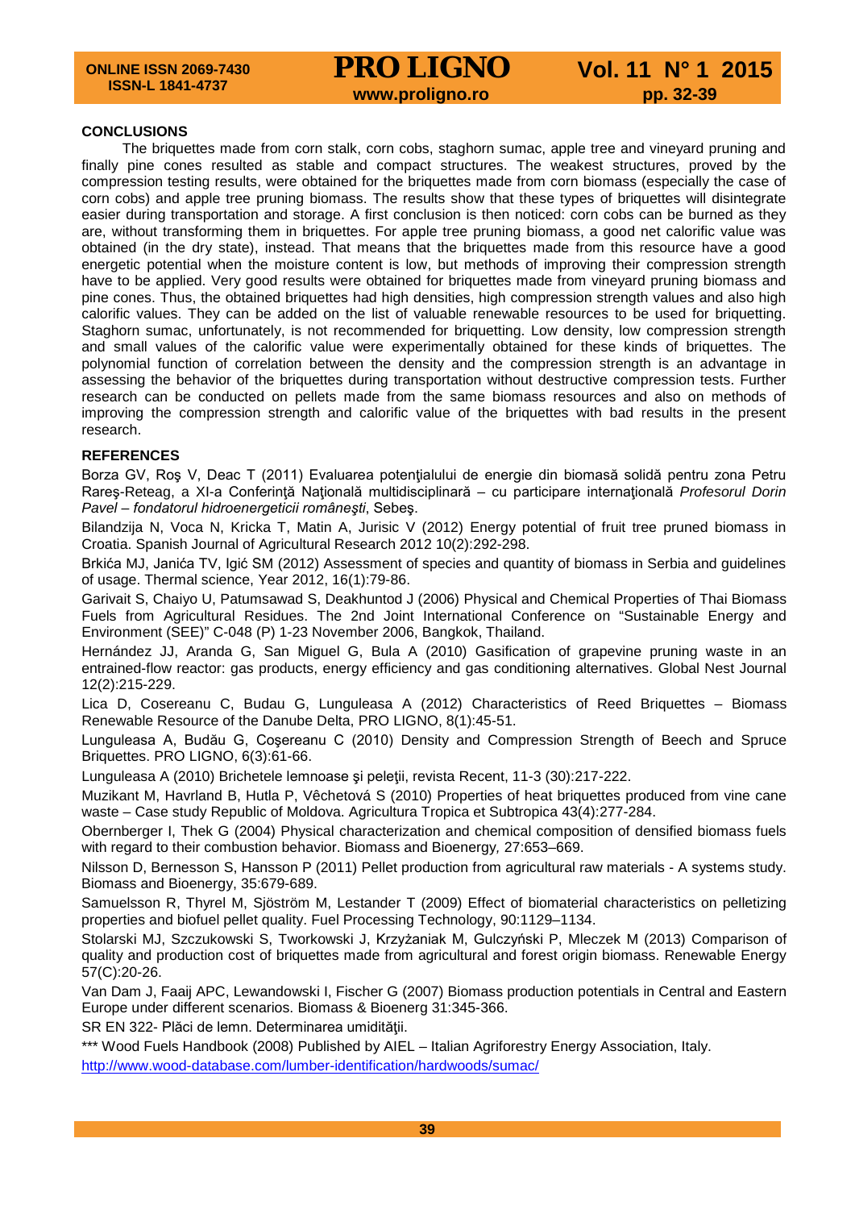### CONCLUSIONS

The briquettes made from corn stalk, corn cobs, staghorn sumac, apple tree and vineyard pruning and finally pine cones resulted as stable and compact structures. The weakest structures, proved by the compression testing results, were obtained for the briquettes made from corn biomass (especially the case of corn cobs) and apple tree pruning biomass. The results show that these types of briquettes will disintegrate easier during transportation and storage. A first conclusion is then noticed: corn cobs can be burned as they are, without transforming them in briquettes. For apple tree pruning biomass, a good net calorific value was obtained (in the dry state), instead. That means that the briquettes made from this resource have a good energetic potential when the moisture content is low, but methods of improving their compression strength have to be applied. Very good results were obtained for briquettes made from vineyard pruning biomass and pine cones. Thus, the obtained briquettes had high densities, high compression strength values and also high calorific values. They can be added on the list of valuable renewable resources to be used for briquetting. Staghorn sumac, unfortunately, is not recommended for briquetting. Low density, low compression strength and small values of the calorific value were experimentally obtained for these kinds of briquettes. The polynomial function of correlation between the density and the compression strength is an advantage in assessing the behavior of the briquettes during transportation without destructive compression tests. Further research can be conducted on pellets made from the same biomass resources and also on methods of improving the compression strength and calorific value of the briquettes with bad results in the present research.

### REFERENCES

Borza GV, Roş V, Deac T (2011) Evaluarea potenţialului de energie din biomasă solidă pentru zona Petru Rareş-Reteag, a XI-a Conferinţă Naţională multidisciplinară – cu participare internaţională *Profesorul Dorin Pavel – fondatorul hidroenergeticii româneşti*, Sebeş.

Bilandzija N, Voca N, Kricka T, Matin A, Jurisic V (2012) Energy potential of fruit tree pruned biomass in Croatia. Spanish Journal of Agricultural Research 2012 10(2):292-298.

Brkića MJ, Janića TV, Igić SM (2012) Assessment of species and quantity of biomass in Serbia and guidelines of usage. Thermal science, Year 2012, 16(1):79-86.

Garivait S, Chaiyo U, Patumsawad S, Deakhuntod J (2006) Physical and Chemical Properties of Thai Biomass Fuels from Agricultural Residues. The 2nd Joint International Conference on "Sustainable Energy and Environment (SEE)" C-048 (P) 1-23 November 2006, Bangkok, Thailand.

Hernández JJ, Aranda G, San Miguel G, Bula A (2010) Gasification of grapevine pruning waste in an entrained-flow reactor: gas products, energy efficiency and gas conditioning alternatives. Global Nest Journal 12(2):215-229.

Lica D, Cosereanu C, Budau G, Lunguleasa A (2012) Characteristics of Reed Briquettes – Biomass Renewable Resource of the Danube Delta, PRO LIGNO, 8(1):45-51.

Lunguleasa A, Budău G, Coşereanu C (2010) Density and Compression Strength of Beech and Spruce Briquettes. PRO LIGNO, 6(3):61-66.

Lunguleasa A (2010) Brichetele lemnoase şi peleţii, revista Recent, 11-3 (30):217-222.

Muzikant M, Havrland B, Hutla P, Vêchetová S (2010) Properties of heat briquettes produced from vine cane waste – Case study Republic of Moldova. Agricultura Tropica et Subtropica 43(4):277-284.

Obernberger I, Thek G (2004) Physical characterization and chemical composition of densified biomass fuels with regard to their combustion behavior. Biomass and Bioenergy*,* 27:653–669.

Nilsson D, Bernesson S, Hansson P (2011) Pellet production from agricultural raw materials - A systems study. Biomass and Bioenergy, 35:679-689.

Samuelsson R, Thyrel M, Sjöström M, Lestander T (2009) Effect of biomaterial characteristics on pelletizing properties and biofuel pellet quality. Fuel Processing Technology, 90:1129–1134.

Stolarski MJ, Szczukowski S, Tworkowski J, Krzyżaniak M, Gulczyński P, Mleczek M (2013) Comparison of quality and production cost of briquettes made from agricultural and forest origin biomass. Renewable Energy 57(C):20-26.

Van Dam J, Faaij APC, Lewandowski I, Fischer G (2007) Biomass production potentials in Central and Eastern Europe under different scenarios. Biomass & Bioenerg 31:345-366.

SR EN 322- Plăci de lemn. Determinarea umidităţii.

*** Wood Fuels Handbook (2008) Published by AIEL – Italian Agriforestry Energy Association, Italy.

http://www.wood-database.com/lumber-identification/hardwoods/sumac/